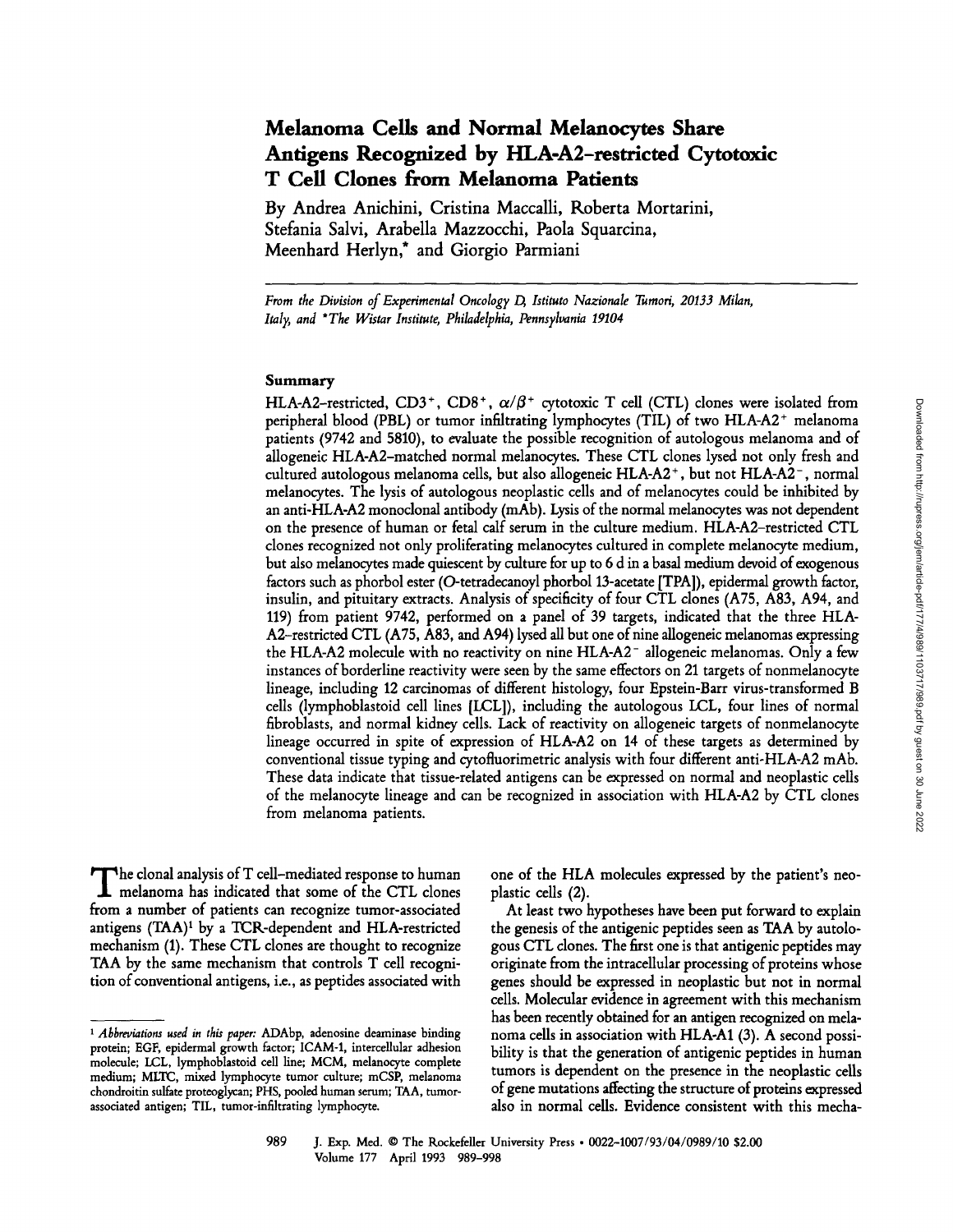# Melanoma Cells and Normal Melanocytes Share Antigens Recognized by HLA-A2-restricted Cytotoxic T Cell Clones from Melanoma Patients

By Andrea Anichini, Cristina Maccalli, Roberta Mortarini, Stefania Salvi, Arabella Mazzocchi, Paola Squarcina, Meenhard Herlyn,* and Giorgio Parmiani

*From the Division of Experimental Oncology D, Istituto Nazionale Tumori, 20133 Milan, Italy, and *The Wistar Institute, Philadelphia, Pennsylvania 19104*

## Summary

HLA-A2-restricted, $CD3^+$, $CD8^+$, $\alpha/\beta^+$ cytotoxic T cell (CTL) clones were isolated from peripheral blood (PBL) or tumor infiltrating lymphocytes (TIL) of two $HLA\text{-}A2^+$ melanoma patients (9742 and 5810), to evaluate the possible recognition of autologous melanoma and of allogeneic HLA-A2-matched normal melanocytes. These CTL clones lysed not only fresh and cultured autologous melanoma cells, but also allogeneic $HLA\text{-}A2^+$, but not $HLA\text{-}A2^-$, normal melanocytes. The lysis of autologous neoplastic cells and of melanocytes could be inhibited by an anti-HLA-A2 monoclonal antibody (mAb). Lysis of the normal melanocytes was not dependent on the presence of human or fetal calf serum in the culture medium. HLA-A2-restricted CTL clones recognized not only proliferating melanocytes cultured in complete melanocyte medium, but also melanocytes made quiescent by culture for up to 6 d in a basal medium devoid of exogenous factors such as phorbol ester (O-tetradecanoyl phorbol 13-acetate [TPA]), epidermal growth factor, insulin, and pituitary extracts. Analysis of specificity of four CTL clones (A75, A83, A94, and 119) from patient 9742, performed on a panel of 39 targets, indicated that the three HLA-A2-restricted CTL (A75, A83, and A94) lysed all but one of nine allogeneic melanomas expressing the HLA-A2 molecule with no reactivity on nine $HLA\text{-}A2^-$ allogeneic melanomas. Only a few instances of borderline reactivity were seen by the same effectors on 21 targets of nonmelanocyte lineage, including 12 carcinomas of different histology, four Epstein-Barr virus-transformed B cells (lymphoblastoid cell lines [LCL]), including the autologous LCL, four lines of normal fibroblasts, and normal kidney cells. Lack of reactivity on allogeneic targets of nonmelanocyte lineage occurred in spite of expression of HLA-A2 on 14 of these targets as determined by conventional tissue typing and cytofluorimetric analysis with four different anti-HLA-A2 mAb. These data indicate that tissue-related antigens can be expressed on normal and neoplastic cells of the melanocyte lineage and can be recognized in association with HLA-A2 by CTL clones from melanoma patients.

The clonal analysis of T cell-mediated response to human melanoma has indicated that some of the CTL clones from a number of patients can recognize tumor-associated antigens (TAA)[1] by a TCR-dependent and HLA-restricted mechanism (1). These CTL clones are thought to recognize TAA by the same mechanism that controls T cell recognition of conventional antigens, i.e., as peptides associated with one of the HLA molecules expressed by the patient's neoplastic cells (2).

At least two hypotheses have been put forward to explain the genesis of the antigenic peptides seen as TAA by autologous CTL clones. The first one is that antigenic peptides may originate from the intracellular processing of proteins whose genes should be expressed in neoplastic but not in normal cells. Molecular evidence in agreement with this mechanism has been recently obtained for an antigen recognized on melanoma cells in association with HLA-A1 (3). A second possibility is that the generation of antigenic peptides in human tumors is dependent on the presence in the neoplastic cells of gene mutations affecting the structure of proteins expressed also in normal cells. Evidence consistent with this mecha-

[1] *Abbreviations used in this paper:* ADAbp, adenosine deaminase binding protein; EGF, epidermal growth factor; ICAM-1, intercellular adhesion molecule; LCL, lymphoblastoid cell line; MCM, melanocyte complete medium; MLTC, mixed lymphocyte tumor culture; mCSP, melanoma chondroitin sulfate proteoglycan; PHS, pooled human serum; TAA, tumor-associated antigen; TIL, tumor-infiltrating lymphocyte.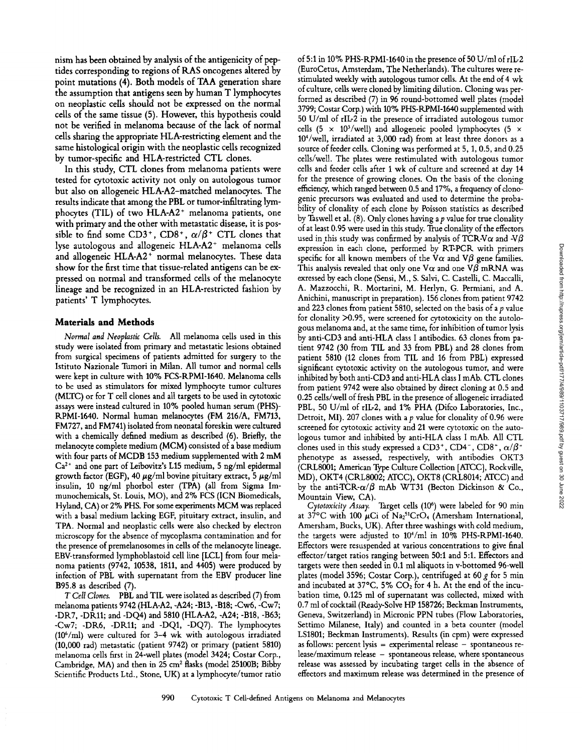nism has been obtained by analysis of the antigenicity of peptides corresponding to regions of RAS oncogenes altered by point mutations (4). Both models of TAA generation share the assumption that antigens seen by human T lymphocytes on neoplastic cells should not be expressed on the normal cells of the same tissue (5). However, this hypothesis could not be verified in melanoma because of the lack of normal cells sharing the appropriate HLA-restricting element and the same histological origin with the neoplastic cells recognized by tumor-specific and HLA-restricted CTL clones.

In this study, CTL clones from melanoma patients were tested for cytotoxic activity not only on autologous tumor but also on allogeneic HLA-A2–matched melanocytes. The results indicate that among the PBL or tumor-infiltrating lymphocytes (TIL) of two HLA-A2$^+$ melanoma patients, one with primary and the other with metastatic disease, it is possible to find some CD3$^+$, CD8$^+$, $\alpha/\beta^+$ CTL clones that lyse autologous and allogeneic HLA-A2$^+$ melanoma cells and allogeneic HLA-A2$^+$ normal melanocytes. These data show for the first time that tissue-related antigens can be expressed on normal and transformed cells of the melanocyte lineage and be recognized in an HLA-restricted fashion by patients' T lymphocytes.

## Materials and Methods

*Normal and Neoplastic Cells.* All melanoma cells used in this study were isolated from primary and metastatic lesions obtained from surgical specimens of patients admitted for surgery to the Istituto Nazionale Tumori in Milan. All tumor and normal cells were kept in culture with 10% FCS-RPMI-1640. Melanoma cells to be used as stimulators for mixed lymphocyte tumor cultures (MLTC) or for T cell clones and all targets to be used in cytotoxic assays were instead cultured in 10% pooled human serum (PHS)-RPMI-1640. Normal human melanocytes (FM 216/A, FM713, FM727, and FM741) isolated from neonatal foreskin were cultured with a chemically defined medium as described (6). Briefly, the melanocyte complete medium (MCM) consisted of a base medium with four parts of MCDB 153 medium supplemented with 2 mM $Ca^{2+}$ and one part of Leibovitz's L15 medium, 5 ng/ml epidermal growth factor (EGF), 40 $\mu$g/ml bovine pituitary extract, 5 $\mu$g/ml insulin, 10 ng/ml phorbol ester (TPA) (all from Sigma Immunochemicals, St. Louis, MO), and 2% FCS (ICN Biomedicals, Hyland, CA) or 2% PHS. For some experiments MCM was replaced with a basal medium lacking EGF, pituitary extract, insulin, and TPA. Normal and neoplastic cells were also checked by electron microscopy for the absence of mycoplasma contamination and for the presence of premelanosomes in cells of the melanocyte lineage. EBV-transformed lymphoblastoid cell line [LCL] from four melanoma patients (9742, 10538, 1811, and 4405) were produced by infection of PBL with supernatant from the EBV producer line B95.8 as described (7).

*T Cell Clones.* PBL and TIL were isolated as described (7) from melanoma patients 9742 (HLA-A2, -A24; -B13, -B18; -Cw6, -Cw7; -DR7, -DR11; and -DQ4) and 5810 (HLA-A2, -A24; -B18, -B63; -Cw7; -DR6, -DR11; and -DQ1, -DQ7). The lymphocytes ($10^6$/ml) were cultured for 3–4 wk with autologous irradiated (10,000 rad) metastatic (patient 9742) or primary (patient 5810) melanoma cells first in 24-well plates (model 3424; Costar Corp., Cambridge, MA) and then in 25 cm$^2$ flasks (model 25100B; Bibby Scientific Products Ltd., Stone, UK) at a lymphocyte/tumor ratio of 5:1 in 10% PHS-RPMI-1640 in the presence of 50 U/ml of rIL-2 (EuroCetus, Amsterdam, The Netherlands). The cultures were restimulated weekly with autologous tumor cells. At the end of 4 wk of culture, cells were cloned by limiting dilution. Cloning was performed as described (7) in 96 round-bottomed well plates (model 3799; Costar Corp.) with 10% PHS-RPMI-1640 supplemented with 50 U/ml of rIL-2 in the presence of irradiated autologous tumor cells ($5 \times 10^3$/well) and allogeneic pooled lymphocytes ($5 \times 10^4$/well, irradiated at 3,000 rad) from at least three donors as a source of feeder cells. Cloning was performed at 5, 1, 0.5, and 0.25 cells/well. The plates were restimulated with autologous tumor cells and feeder cells after 1 wk of culture and screened at day 14 for the presence of growing clones. On the basis of the cloning efficiency, which ranged between 0.5 and 17%, a frequency of clonogenic precursors was evaluated and used to determine the probability of clonality of each clone by Poisson statistics as described by Taswell et al. (8). Only clones having a $p$ value for true clonality of at least 0.95 were used in this study. True clonality of the effectors used in this study was confirmed by analysis of TCR-V$\alpha$ and -V$\beta$ expression in each clone, performed by RT-PCR with primers specific for all known members of the V$\alpha$ and V$\beta$ gene families. This analysis revealed that only one V$\alpha$ and one V$\beta$ mRNA was exressed by each clone (Sensi, M., S. Salvi, C. Castelli, C. Maccalli, A. Mazzocchi, R. Mortarini, M. Herlyn, G. Permiani, and A. Anichini, manuscript in preparation). 156 clones from patient 9742 and 223 clones from patient 5810, selected on the basis of a $p$ value for clonality >0.95, were screened for cytotoxicity on the autologous melanoma and, at the same time, for inhibition of tumor lysis by anti-CD3 and anti-HLA class I antibodies. 63 clones from patient 9742 (30 from TIL and 33 from PBL) and 28 clones from patient 5810 (12 clones from TIL and 16 from PBL) expressed significant cytotoxic activity on the autologous tumor, and were inhibited by both anti-CD3 and anti-HLA class I mAb. CTL clones from patient 9742 were also obtained by direct cloning at 0.5 and 0.25 cells/well of fresh PBL in the presence of allogeneic irradiated PBL, 50 U/ml of rIL-2, and 1% PHA (Difco Laboratories, Inc., Detroit, MI). 207 clones with a $p$ value for clonality of 0.96 were screened for cytotoxic activity and 21 were cytotoxic on the autologous tumor and inhibited by anti-HLA class I mAb. All CTL clones used in this study expressed a CD3$^+$, CD4$^-$, CD8$^+$, $\alpha/\beta^+$ phenotype as assessed, respectively, with antibodies OKT3 (CRL8001; American Type Culture Collection [ATCC], Rockville, MD), OKT4 (CRL8002; ATCC), OKT8 (CRL8014; ATCC) and by the anti-TCR-$\alpha/\beta$ mAb WT31 (Becton Dickinson & Co., Mountain View, CA).

*Cytotoxicity Assay.* Target cells ($10^6$) were labeled for 90 min at 37°C with 100 $\mu$Ci of $Na_2{}^{51}CrO_4$ (Amersham International, Amersham, Bucks, UK). After three washings with cold medium, the targets were adjusted to $10^4$/ml in 10% PHS-RPMI-1640. Effectors were resuspended at various concentrations to give final effector/target ratios ranging between 50:1 and 5:1. Effectors and targets were then seeded in 0.1 ml aliquots in v-bottomed 96-well plates (model 3596; Costar Corp.), centrifuged at 60 $g$ for 5 min and incubated at 37°C, 5% $CO_2$ for 4 h. At the end of the incubation time, 0.125 ml of supernatant was collected, mixed with 0.7 ml of cocktail (Ready-Solve HP 158726; Beckman Instruments, Geneva, Switzerland) in Micronic PPN tubes (Flow Laboratories, Settimo Milanese, Italy) and counted in a beta counter (model LS1801; Beckman Instruments). Results (in cpm) were expressed as follows: percent lysis = experimental release − spontaneous release/maximum release − spontaneous release, where spontaneous release was assessed by incubating target cells in the absence of effectors and maximum release was determined in the presence of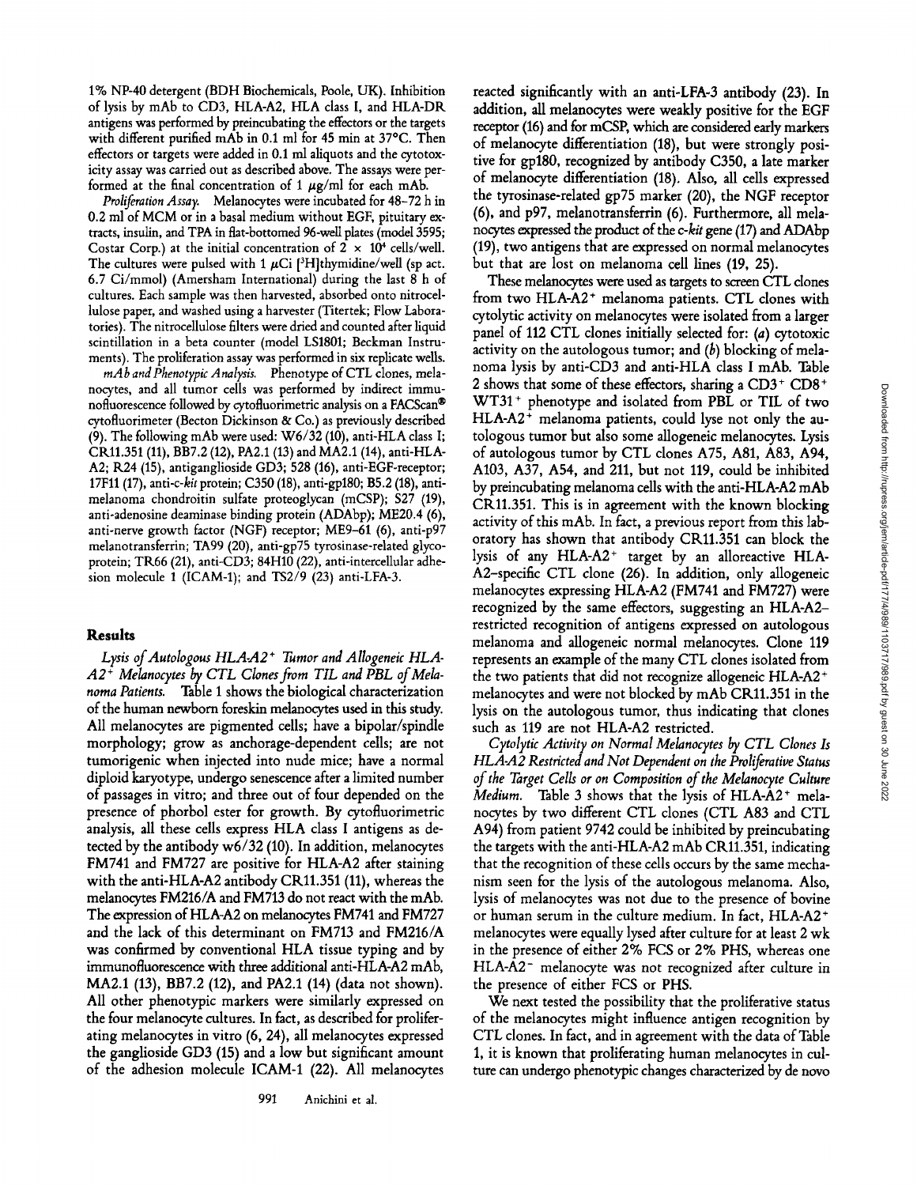1% NP-40 detergent (BDH Biochemicals, Poole, UK). Inhibition of lysis by mAb to CD3, HLA-A2, HLA class I, and HLA-DR antigens was performed by preincubating the effectors or the targets with different purified mAb in 0.1 ml for 45 min at 37°C. Then effectors or targets were added in 0.1 ml aliquots and the cytotoxicity assay was carried out as described above. The assays were performed at the final concentration of 1 μg/ml for each mAb.

*Proliferation Assay.* Melanocytes were incubated for 48–72 h in 0.2 ml of MCM or in a basal medium without EGF, pituitary extracts, insulin, and TPA in flat-bottomed 96-well plates (model 3595; Costar Corp.) at the initial concentration of $2 \times 10^4$ cells/well. The cultures were pulsed with 1 μCi [$^3$H]thymidine/well (sp act. 6.7 Ci/mmol) (Amersham International) during the last 8 h of cultures. Each sample was then harvested, absorbed onto nitrocellulose paper, and washed using a harvester (Titertek; Flow Laboratories). The nitrocellulose filters were dried and counted after liquid scintillation in a beta counter (model LS1801; Beckman Instruments). The proliferation assay was performed in six replicate wells.

*mAb and Phenotypic Analysis.* Phenotype of CTL clones, melanocytes, and all tumor cells was performed by indirect immunofluorescence followed by cytofluorimetric analysis on a FACScan® cytofluorimeter (Becton Dickinson & Co.) as previously described (9). The following mAb were used: W6/32 (10), anti-HLA class I; CR11.351 (11), BB7.2 (12), PA2.1 (13) and MA2.1 (14), anti-HLA-A2; R24 (15), antiganglioside GD3; 528 (16), anti-EGF-receptor; 17F11 (17), anti-*c-kit* protein; C350 (18), anti-gp180; B5.2 (18), anti-melanoma chondroitin sulfate proteoglycan (mCSP); S27 (19), anti-adenosine deaminase binding protein (ADAbp); ME20.4 (6), anti-nerve growth factor (NGF) receptor; ME9–61 (6), anti-p97 melanotransferrin; TA99 (20), anti-gp75 tyrosinase-related glycoprotein; TR66 (21), anti-CD3; 84H10 (22), anti-intercellular adhesion molecule 1 (ICAM-1); and TS2/9 (23) anti-LFA-3.

## Results

*Lysis of Autologous HLA-A2$^+$ Tumor and Allogeneic HLA-A2$^+$ Melanocytes by CTL Clones from TIL and PBL of Melanoma Patients.* Table 1 shows the biological characterization of the human newborn foreskin melanocytes used in this study. All melanocytes are pigmented cells; have a bipolar/spindle morphology; grow as anchorage-dependent cells; are not tumorigenic when injected into nude mice; have a normal diploid karyotype, undergo senescence after a limited number of passages in vitro; and three out of four depended on the presence of phorbol ester for growth. By cytofluorimetric analysis, all these cells express HLA class I antigens as detected by the antibody w6/32 (10). In addition, melanocytes FM741 and FM727 are positive for HLA-A2 after staining with the anti-HLA-A2 antibody CR11.351 (11), whereas the melanocytes FM216/A and FM713 do not react with the mAb. The expression of HLA-A2 on melanocytes FM741 and FM727 and the lack of this determinant on FM713 and FM216/A was confirmed by conventional HLA tissue typing and by immunofluorescence with three additional anti-HLA-A2 mAb, MA2.1 (13), BB7.2 (12), and PA2.1 (14) (data not shown). All other phenotypic markers were similarly expressed on the four melanocyte cultures. In fact, as described for proliferating melanocytes in vitro (6, 24), all melanocytes expressed the ganglioside GD3 (15) and a low but significant amount of the adhesion molecule ICAM-1 (22). All melanocytes reacted significantly with an anti-LFA-3 antibody (23). In addition, all melanocytes were weakly positive for the EGF receptor (16) and for mCSP, which are considered early markers of melanocyte differentiation (18), but were strongly positive for gp180, recognized by antibody C350, a late marker of melanocyte differentiation (18). Also, all cells expressed the tyrosinase-related gp75 marker (20), the NGF receptor (6), and p97, melanotransferrin (6). Furthermore, all melanocytes expressed the product of the *c-kit* gene (17) and ADAbp (19), two antigens that are expressed on normal melanocytes but that are lost on melanoma cell lines (19, 25).

These melanocytes were used as targets to screen CTL clones from two HLA-A2$^+$ melanoma patients. CTL clones with cytolytic activity on melanocytes were isolated from a larger panel of 112 CTL clones initially selected for: (*a*) cytotoxic activity on the autologous tumor; and (*b*) blocking of melanoma lysis by anti-CD3 and anti-HLA class I mAb. Table 2 shows that some of these effectors, sharing a CD3$^+$ CD8$^+$ WT31$^+$ phenotype and isolated from PBL or TIL of two HLA-A2$^+$ melanoma patients, could lyse not only the autologous tumor but also some allogeneic melanocytes. Lysis of autologous tumor by CTL clones A75, A81, A83, A94, A103, A37, A54, and 211, but not 119, could be inhibited by preincubating melanoma cells with the anti-HLA-A2 mAb CR11.351. This is in agreement with the known blocking activity of this mAb. In fact, a previous report from this laboratory has shown that antibody CR11.351 can block the lysis of any HLA-A2$^+$ target by an alloreactive HLA-A2–specific CTL clone (26). In addition, only allogeneic melanocytes expressing HLA-A2 (FM741 and FM727) were recognized by the same effectors, suggesting an HLA-A2–restricted recognition of antigens expressed on autologous melanoma and allogeneic normal melanocytes. Clone 119 represents an example of the many CTL clones isolated from the two patients that did not recognize allogeneic HLA-A2$^+$ melanocytes and were not blocked by mAb CR11.351 in the lysis on the autologous tumor, thus indicating that clones such as 119 are not HLA-A2 restricted.

*Cytolytic Activity on Normal Melanocytes by CTL Clones Is HLA-A2 Restricted and Not Dependent on the Proliferative Status of the Target Cells or on Composition of the Melanocyte Culture Medium.* Table 3 shows that the lysis of HLA-A2$^+$ melanocytes by two different CTL clones (CTL A83 and CTL A94) from patient 9742 could be inhibited by preincubating the targets with the anti-HLA-A2 mAb CR11.351, indicating that the recognition of these cells occurs by the same mechanism seen for the lysis of the autologous melanoma. Also, lysis of melanocytes was not due to the presence of bovine or human serum in the culture medium. In fact, HLA-A2$^+$ melanocytes were equally lysed after culture for at least 2 wk in the presence of either 2% FCS or 2% PHS, whereas one HLA-A2$^-$ melanocyte was not recognized after culture in the presence of either FCS or PHS.

We next tested the possibility that the proliferative status of the melanocytes might influence antigen recognition by CTL clones. In fact, and in agreement with the data of Table 1, it is known that proliferating human melanocytes in culture can undergo phenotypic changes characterized by de novo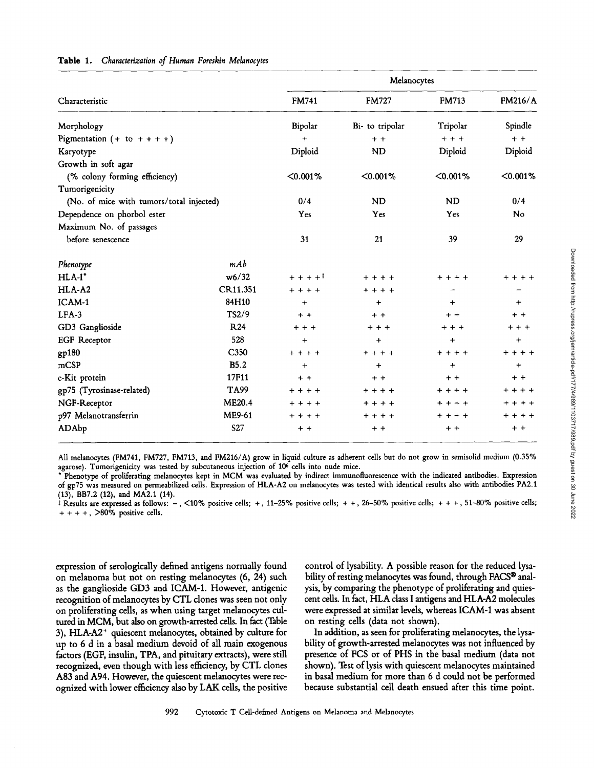**Table 1.** *Characterization of Human Foreskin Melanocytes*

| Characteristic | | Melanocytes | | | |
|---|---|---|---|---|---|
| | | FM741 | FM727 | FM713 | FM216/A |
| Morphology | | Bipolar | Bi- to tripolar | Tripolar | Spindle |
| Pigmentation (+ to + + + +) | | + | + + | + + + | + + |
| Karyotype | | Diploid | ND | Diploid | Diploid |
| Growth in soft agar (% colony forming efficiency) | | <0.001% | <0.001% | <0.001% | <0.001% |
| Tumorigenicity (No. of mice with tumors/total injected) | | 0/4 | ND | ND | 0/4 |
| Dependence on phorbol ester | | Yes | Yes | Yes | No |
| Maximum No. of passages before senescence | | 31 | 21 | 39 | 29 |
| *Phenotype* | *mAb* | | | | |
| HLA-I* | w6/32 | + + + +‡ | + + + + | + + + + | + + + + |
| HLA-A2 | CR11.351 | + + + + | + + + + | – | – |
| ICAM-1 | 84H10 | + | + | + | + |
| LFA-3 | TS2/9 | + + | + + | + + | + + |
| GD3 Ganglioside | R24 | + + + | + + + | + + + | + + + |
| EGF Receptor | 528 | + | + | + | + |
| gp180 | C350 | + + + + | + + + + | + + + + | + + + + |
| mCSP | B5.2 | + | + | + | + |
| c-Kit protein | 17F11 | + + | + + | + + | + + |
| gp75 (Tyrosinase-related) | TA99 | + + + + | + + + + | + + + + | + + + + |
| NGF-Receptor | ME20.4 | + + + + | + + + + | + + + + | + + + + |
| p97 Melanotransferrin | ME9-61 | + + + + | + + + + | + + + + | + + + + |
| ADAbp | S27 | + + | + + | + + | + + |

All melanocytes (FM741, FM727, FM713, and FM216/A) grow in liquid culture as adherent cells but do not grow in semisolid medium (0.35% agarose). Tumorigenicity was tested by subcutaneous injection of $10^6$ cells into nude mice.

\* Phenotype of proliferating melanocytes kept in MCM was evaluated by indirect immunofluorescence with the indicated antibodies. Expression of gp75 was measured on permeabilized cells. Expression of HLA-A2 on melanocytes was tested with identical results also with antibodies PA2.1 (13), BB7.2 (12), and MA2.1 (14).

‡ Results are expressed as follows: –, <10% positive cells; +, 11–25% positive cells; + +, 26–50% positive cells; + + +, 51–80% positive cells; + + + +, >80% positive cells.

expression of serologically defined antigens normally found on melanoma but not on resting melanocytes (6, 24) such as the ganglioside GD3 and ICAM-1. However, antigenic recognition of melanocytes by CTL clones was seen not only on proliferating cells, as when using target melanocytes cultured in MCM, but also on growth-arrested cells. In fact (Table 3), HLA-A2$^+$ quiescent melanocytes, obtained by culture for up to 6 d in a basal medium devoid of all main exogenous factors (EGF, insulin, TPA, and pituitary extracts), were still recognized, even though with less efficiency, by CTL clones A83 and A94. However, the quiescent melanocytes were recognized with lower efficiency also by LAK cells, the positive control of lysability. A possible reason for the reduced lysability of resting melanocytes was found, through FACS® analysis, by comparing the phenotype of proliferating and quiescent cells. In fact, HLA class I antigens and HLA-A2 molecules were expressed at similar levels, whereas ICAM-1 was absent on resting cells (data not shown).

In addition, as seen for proliferating melanocytes, the lysability of growth-arrested melanocytes was not influenced by presence of FCS or of PHS in the basal medium (data not shown). Test of lysis with quiescent melanocytes maintained in basal medium for more than 6 d could not be performed because substantial cell death ensued after this time point.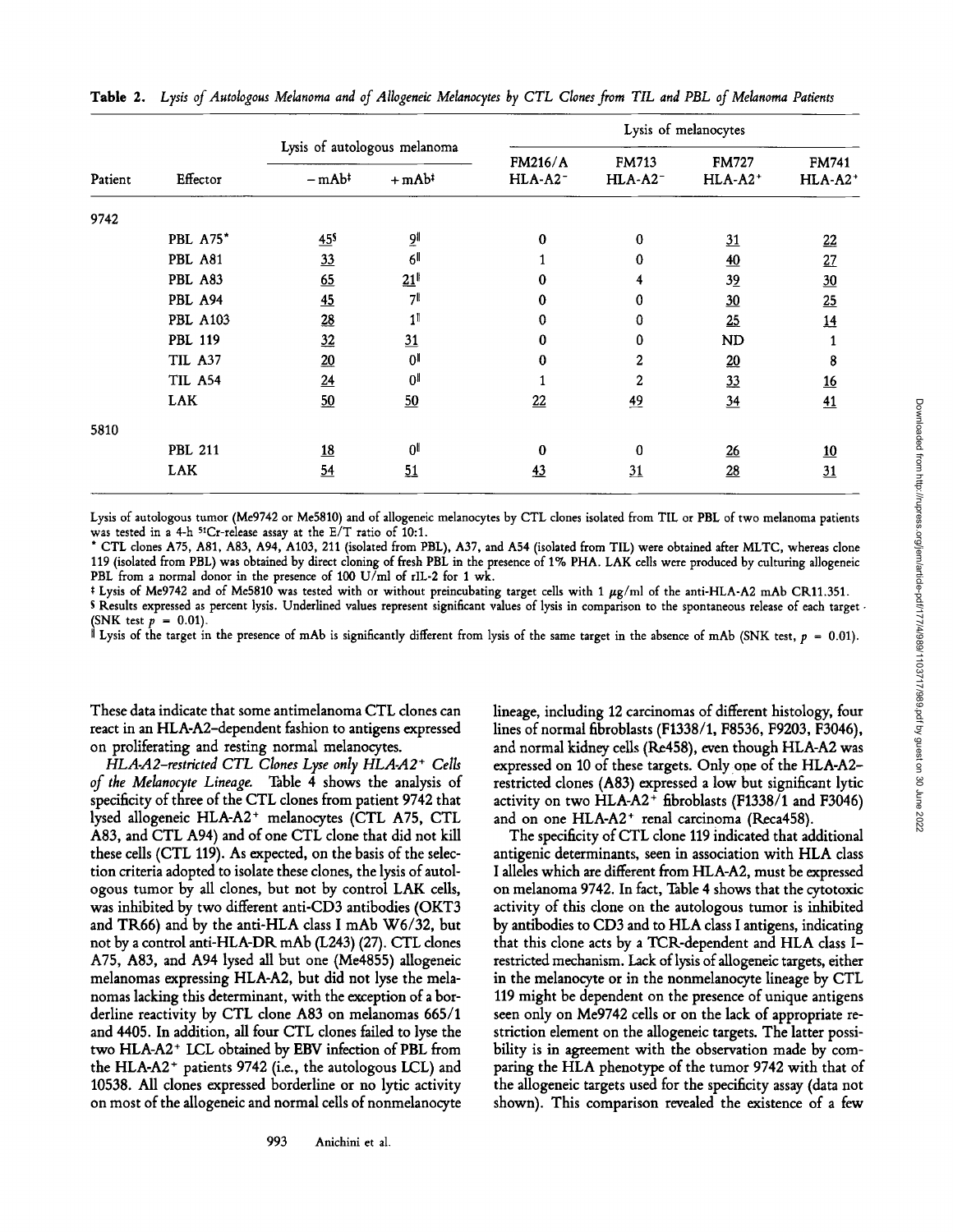**Table 2.** *Lysis of Autologous Melanoma and of Allogeneic Melanocytes by CTL Clones from TIL and PBL of Melanoma Patients*

| Patient | Effector | Lysis of autologous melanoma | | Lysis of melanocytes | | | |
|---|---|---|---|---|---|---|---|
| | | − mAb‡ | + mAb‡ | FM216/A HLA-A2− | FM713 HLA-A2− | FM727 HLA-A2+ | FM741 HLA-A2+ |
| 9742 | | | | | | | |
| | PBL A75* | 45§ | 9‖ | 0 | 0 | 31 | 22 |
| | PBL A81 | 33 | 6‖ | 1 | 0 | 40 | 27 |
| | PBL A83 | 65 | 21‖ | 0 | 4 | 39 | 30 |
| | PBL A94 | 45 | 7‖ | 0 | 0 | 30 | 25 |
| | PBL A103 | 28 | 1‖ | 0 | 0 | 25 | 14 |
| | PBL 119 | 32 | 31 | 0 | 0 | ND | 1 |
| | TIL A37 | 20 | 0‖ | 0 | 2 | 20 | 8 |
| | TIL A54 | 24 | 0‖ | 1 | 2 | 33 | 16 |
| | LAK | 50 | 50 | 22 | 49 | 34 | 41 |
| 5810 | | | | | | | |
| | PBL 211 | 18 | 0‖ | 0 | 0 | 26 | 10 |
| | LAK | 54 | 51 | 43 | 31 | 28 | 31 |

Lysis of autologous tumor (Me9742 or Me5810) and of allogeneic melanocytes by CTL clones isolated from TIL or PBL of two melanoma patients was tested in a 4-h $^{51}$Cr-release assay at the E/T ratio of 10:1.

\* CTL clones A75, A81, A83, A94, A103, 211 (isolated from PBL), A37, and A54 (isolated from TIL) were obtained after MLTC, whereas clone 119 (isolated from PBL) was obtained by direct cloning of fresh PBL in the presence of 1% PHA. LAK cells were produced by culturing allogeneic PBL from a normal donor in the presence of 100 U/ml of rIL-2 for 1 wk.

‡ Lysis of Me9742 and of Me5810 was tested with or without preincubating target cells with 1 μg/ml of the anti-HLA-A2 mAb CR11.351.

§ Results expressed as percent lysis. Underlined values represent significant values of lysis in comparison to the spontaneous release of each target (SNK test $p$ = 0.01).

‖ Lysis of the target in the presence of mAb is significantly different from lysis of the same target in the absence of mAb (SNK test, $p$ = 0.01).

These data indicate that some antimelanoma CTL clones can react in an HLA-A2–dependent fashion to antigens expressed on proliferating and resting normal melanocytes.

*HLA-A2–restricted CTL Clones Lyse only HLA-A2+ Cells of the Melanocyte Lineage.* Table 4 shows the analysis of specificity of three of the CTL clones from patient 9742 that lysed allogeneic HLA-A2+ melanocytes (CTL A75, CTL A83, and CTL A94) and of one CTL clone that did not kill these cells (CTL 119). As expected, on the basis of the selection criteria adopted to isolate these clones, the lysis of autologous tumor by all clones, but not by control LAK cells, was inhibited by two different anti-CD3 antibodies (OKT3 and TR66) and by the anti-HLA class I mAb W6/32, but not by a control anti-HLA-DR mAb (L243) (27). CTL clones A75, A83, and A94 lysed all but one (Me4855) allogeneic melanomas expressing HLA-A2, but did not lyse the melanomas lacking this determinant, with the exception of a borderline reactivity by CTL clone A83 on melanomas 665/1 and 4405. In addition, all four CTL clones failed to lyse the two HLA-A2+ LCL obtained by EBV infection of PBL from the HLA-A2+ patients 9742 (i.e., the autologous LCL) and 10538. All clones expressed borderline or no lytic activity on most of the allogeneic and normal cells of nonmelanocyte lineage, including 12 carcinomas of different histology, four lines of normal fibroblasts (F1338/1, F8536, F9203, F3046), and normal kidney cells (Re458), even though HLA-A2 was expressed on 10 of these targets. Only one of the HLA-A2–restricted clones (A83) expressed a low but significant lytic activity on two HLA-A2+ fibroblasts (F1338/1 and F3046) and on one HLA-A2+ renal carcinoma (Reca458).

The specificity of CTL clone 119 indicated that additional antigenic determinants, seen in association with HLA class I alleles which are different from HLA-A2, must be expressed on melanoma 9742. In fact, Table 4 shows that the cytotoxic activity of this clone on the autologous tumor is inhibited by antibodies to CD3 and to HLA class I antigens, indicating that this clone acts by a TCR-dependent and HLA class I–restricted mechanism. Lack of lysis of allogeneic targets, either in the melanocyte or in the nonmelanocyte lineage by CTL 119 might be dependent on the presence of unique antigens seen only on Me9742 cells or on the lack of appropriate restriction element on the allogeneic targets. The latter possibility is in agreement with the observation made by comparing the HLA phenotype of the tumor 9742 with that of the allogeneic targets used for the specificity assay (data not shown). This comparison revealed the existence of a few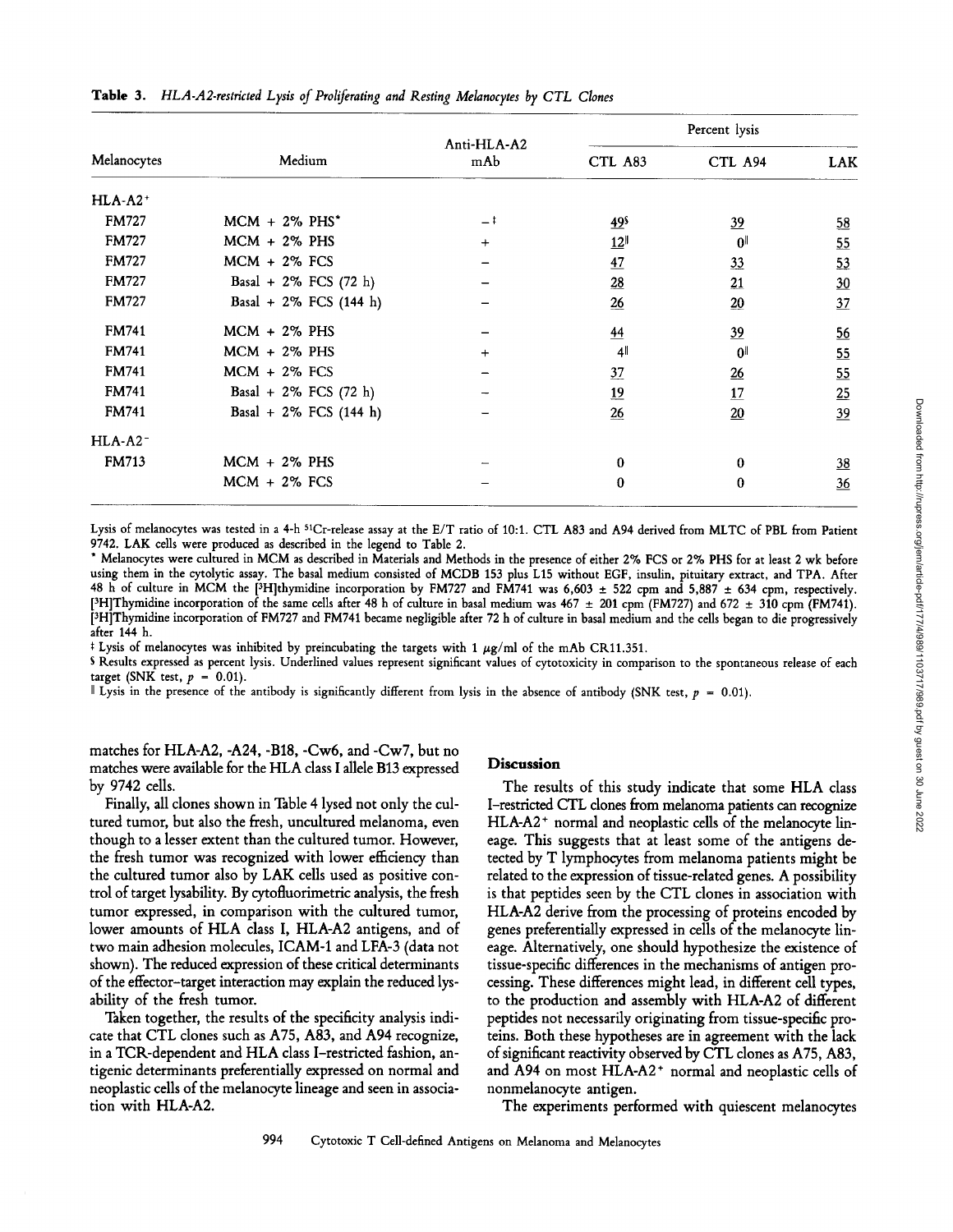**Table 3.** *HLA-A2-restricted Lysis of Proliferating and Resting Melanocytes by CTL Clones*

| Melanocytes | Medium | Anti-HLA-A2 mAb | Percent lysis | | |
|---|---|---|---|---|---|
| | | | CTL A83 | CTL A94 | LAK |
| HLA-A2+ | | | | | |
| FM727 | MCM + 2% PHS* | –‡ | <u>49</u>§ | <u>39</u> | <u>58</u> |
| FM727 | MCM + 2% PHS | + | <u>12</u>‖ | 0‖ | <u>55</u> |
| FM727 | MCM + 2% FCS | – | <u>47</u> | <u>33</u> | <u>53</u> |
| FM727 | Basal + 2% FCS (72 h) | – | <u>28</u> | <u>21</u> | <u>30</u> |
| FM727 | Basal + 2% FCS (144 h) | – | <u>26</u> | <u>20</u> | <u>37</u> |
| FM741 | MCM + 2% PHS | – | <u>44</u> | <u>39</u> | <u>56</u> |
| FM741 | MCM + 2% PHS | + | 4‖ | 0‖ | <u>55</u> |
| FM741 | MCM + 2% FCS | – | <u>37</u> | <u>26</u> | <u>55</u> |
| FM741 | Basal + 2% FCS (72 h) | – | <u>19</u> | <u>17</u> | <u>25</u> |
| FM741 | Basal + 2% FCS (144 h) | – | <u>26</u> | <u>20</u> | <u>39</u> |
| HLA-A2− | | | | | |
| FM713 | MCM + 2% PHS | – | 0 | 0 | <u>38</u> |
| | MCM + 2% FCS | – | 0 | 0 | <u>36</u> |

Lysis of melanocytes was tested in a 4-h $^{51}$Cr-release assay at the E/T ratio of 10:1. CTL A83 and A94 derived from MLTC of PBL from Patient 9742. LAK cells were produced as described in the legend to Table 2.

\* Melanocytes were cultured in MCM as described in Materials and Methods in the presence of either 2% FCS or 2% PHS for at least 2 wk before using them in the cytolytic assay. The basal medium consisted of MCDB 153 plus L15 without EGF, insulin, pituitary extract, and TPA. After 48 h of culture in MCM the [$^3$H]thymidine incorporation by FM727 and FM741 was 6,603 ± 522 cpm and 5,887 ± 634 cpm, respectively. [$^3$H]Thymidine incorporation of the same cells after 48 h of culture in basal medium was 467 ± 201 cpm (FM727) and 672 ± 310 cpm (FM741). [$^3$H]Thymidine incorporation of FM727 and FM741 became negligible after 72 h of culture in basal medium and the cells began to die progressively after 144 h.

‡ Lysis of melanocytes was inhibited by preincubating the targets with 1 μg/ml of the mAb CR11.351.

§ Results expressed as percent lysis. Underlined values represent significant values of cytotoxicity in comparison to the spontaneous release of each target (SNK test, $p = 0.01$).

‖ Lysis in the presence of the antibody is significantly different from lysis in the absence of antibody (SNK test, $p = 0.01$).

matches for HLA-A2, -A24, -B18, -Cw6, and -Cw7, but no matches were available for the HLA class I allele B13 expressed by 9742 cells.

Finally, all clones shown in Table 4 lysed not only the cultured tumor, but also the fresh, uncultured melanoma, even though to a lesser extent than the cultured tumor. However, the fresh tumor was recognized with lower efficiency than the cultured tumor also by LAK cells used as positive control of target lysability. By cytofluorimetric analysis, the fresh tumor expressed, in comparison with the cultured tumor, lower amounts of HLA class I, HLA-A2 antigens, and of two main adhesion molecules, ICAM-1 and LFA-3 (data not shown). The reduced expression of these critical determinants of the effector–target interaction may explain the reduced lysability of the fresh tumor.

Taken together, the results of the specificity analysis indicate that CTL clones such as A75, A83, and A94 recognize, in a TCR-dependent and HLA class I–restricted fashion, antigenic determinants preferentially expressed on normal and neoplastic cells of the melanocyte lineage and seen in association with HLA-A2.

## Discussion

The results of this study indicate that some HLA class I–restricted CTL clones from melanoma patients can recognize HLA-A2+ normal and neoplastic cells of the melanocyte lineage. This suggests that at least some of the antigens detected by T lymphocytes from melanoma patients might be related to the expression of tissue-related genes. A possibility is that peptides seen by the CTL clones in association with HLA-A2 derive from the processing of proteins encoded by genes preferentially expressed in cells of the melanocyte lineage. Alternatively, one should hypothesize the existence of tissue-specific differences in the mechanisms of antigen processing. These differences might lead, in different cell types, to the production and assembly with HLA-A2 of different peptides not necessarily originating from tissue-specific proteins. Both these hypotheses are in agreement with the lack of significant reactivity observed by CTL clones as A75, A83, and A94 on most HLA-A2+ normal and neoplastic cells of nonmelanocyte antigen.

The experiments performed with quiescent melanocytes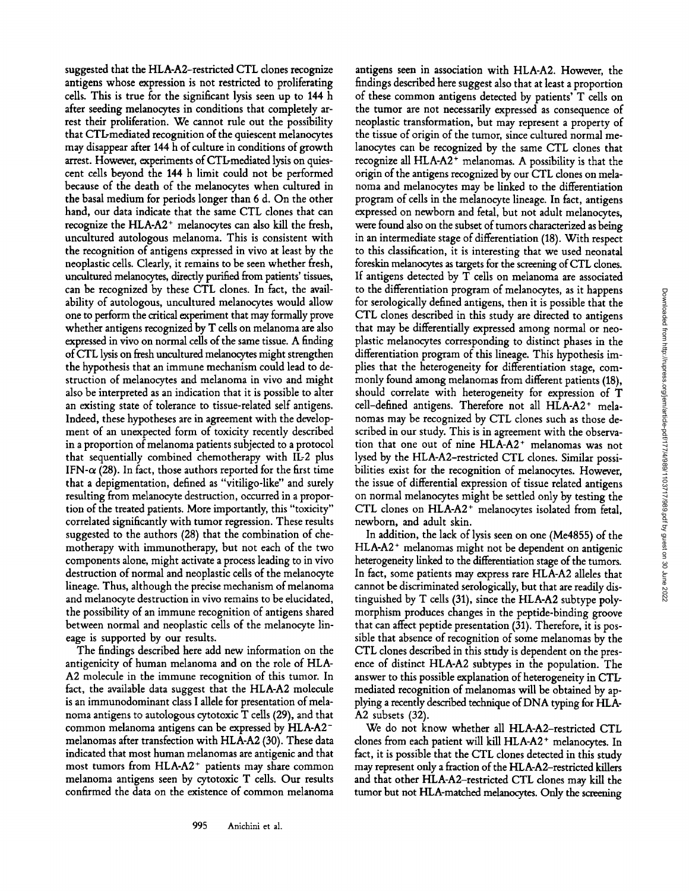suggested that the HLA-A2–restricted CTL clones recognize antigens whose expression is not restricted to proliferating cells. This is true for the significant lysis seen up to 144 h after seeding melanocytes in conditions that completely arrest their proliferation. We cannot rule out the possibility that CTL-mediated recognition of the quiescent melanocytes may disappear after 144 h of culture in conditions of growth arrest. However, experiments of CTL-mediated lysis on quiescent cells beyond the 144 h limit could not be performed because of the death of the melanocytes when cultured in the basal medium for periods longer than 6 d. On the other hand, our data indicate that the same CTL clones that can recognize the HLA-A2$^+$ melanocytes can also kill the fresh, uncultured autologous melanoma. This is consistent with the recognition of antigens expressed in vivo at least by the neoplastic cells. Clearly, it remains to be seen whether fresh, uncultured melanocytes, directly purified from patients' tissues, can be recognized by these CTL clones. In fact, the availability of autologous, uncultured melanocytes would allow one to perform the critical experiment that may formally prove whether antigens recognized by T cells on melanoma are also expressed in vivo on normal cells of the same tissue. A finding of CTL lysis on fresh uncultured melanocytes might strengthen the hypothesis that an immune mechanism could lead to destruction of melanocytes and melanoma in vivo and might also be interpreted as an indication that it is possible to alter an existing state of tolerance to tissue-related self antigens. Indeed, these hypotheses are in agreement with the development of an unexpected form of toxicity recently described in a proportion of melanoma patients subjected to a protocol that sequentially combined chemotherapy with IL-2 plus IFN-$\alpha$ (28). In fact, those authors reported for the first time that a depigmentation, defined as "vitiligo-like" and surely resulting from melanocyte destruction, occurred in a proportion of the treated patients. More importantly, this "toxicity" correlated significantly with tumor regression. These results suggested to the authors (28) that the combination of chemotherapy with immunotherapy, but not each of the two components alone, might activate a process leading to in vivo destruction of normal and neoplastic cells of the melanocyte lineage. Thus, although the precise mechanism of melanoma and melanocyte destruction in vivo remains to be elucidated, the possibility of an immune recognition of antigens shared between normal and neoplastic cells of the melanocyte lineage is supported by our results.

The findings described here add new information on the antigenicity of human melanoma and on the role of HLA-A2 molecule in the immune recognition of this tumor. In fact, the available data suggest that the HLA-A2 molecule is an immunodominant class I allele for presentation of melanoma antigens to autologous cytotoxic T cells (29), and that common melanoma antigens can be expressed by HLA-A2$^-$ melanomas after transfection with HLA-A2 (30). These data indicated that most human melanomas are antigenic and that most tumors from HLA-A2$^+$ patients may share common melanoma antigens seen by cytotoxic T cells. Our results confirmed the data on the existence of common melanoma antigens seen in association with HLA-A2. However, the findings described here suggest also that at least a proportion of these common antigens detected by patients' T cells on the tumor are not necessarily expressed as consequence of neoplastic transformation, but may represent a property of the tissue of origin of the tumor, since cultured normal melanocytes can be recognized by the same CTL clones that recognize all HLA-A2$^+$ melanomas. A possibility is that the origin of the antigens recognized by our CTL clones on melanoma and melanocytes may be linked to the differentiation program of cells in the melanocyte lineage. In fact, antigens expressed on newborn and fetal, but not adult melanocytes, were found also on the subset of tumors characterized as being in an intermediate stage of differentiation (18). With respect to this classification, it is interesting that we used neonatal foreskin melanocytes as targets for the screening of CTL clones. If antigens detected by T cells on melanoma are associated to the differentiation program of melanocytes, as it happens for serologically defined antigens, then it is possible that the CTL clones described in this study are directed to antigens that may be differentially expressed among normal or neoplastic melanocytes corresponding to distinct phases in the differentiation program of this lineage. This hypothesis implies that the heterogeneity for differentiation stage, commonly found among melanomas from different patients (18), should correlate with heterogeneity for expression of T cell–defined antigens. Therefore not all HLA-A2$^+$ melanomas may be recognized by CTL clones such as those described in our study. This is in agreement with the observation that one out of nine HLA-A2$^+$ melanomas was not lysed by the HLA-A2–restricted CTL clones. Similar possibilities exist for the recognition of melanocytes. However, the issue of differential expression of tissue related antigens on normal melanocytes might be settled only by testing the CTL clones on HLA-A2$^+$ melanocytes isolated from fetal, newborn, and adult skin.

In addition, the lack of lysis seen on one (Me4855) of the HLA-A2$^+$ melanomas might not be dependent on antigenic heterogeneity linked to the differentiation stage of the tumors. In fact, some patients may express rare HLA-A2 alleles that cannot be discriminated serologically, but that are readily distinguished by T cells (31), since the HLA-A2 subtype polymorphism produces changes in the peptide-binding groove that can affect peptide presentation (31). Therefore, it is possible that absence of recognition of some melanomas by the CTL clones described in this study is dependent on the presence of distinct HLA-A2 subtypes in the population. The answer to this possible explanation of heterogeneity in CTL-mediated recognition of melanomas will be obtained by applying a recently described technique of DNA typing for HLA-A2 subsets (32).

We do not know whether all HLA-A2–restricted CTL clones from each patient will kill HLA-A2$^+$ melanocytes. In fact, it is possible that the CTL clones detected in this study may represent only a fraction of the HLA-A2–restricted killers and that other HLA-A2–restricted CTL clones may kill the tumor but not HLA-matched melanocytes. Only the screening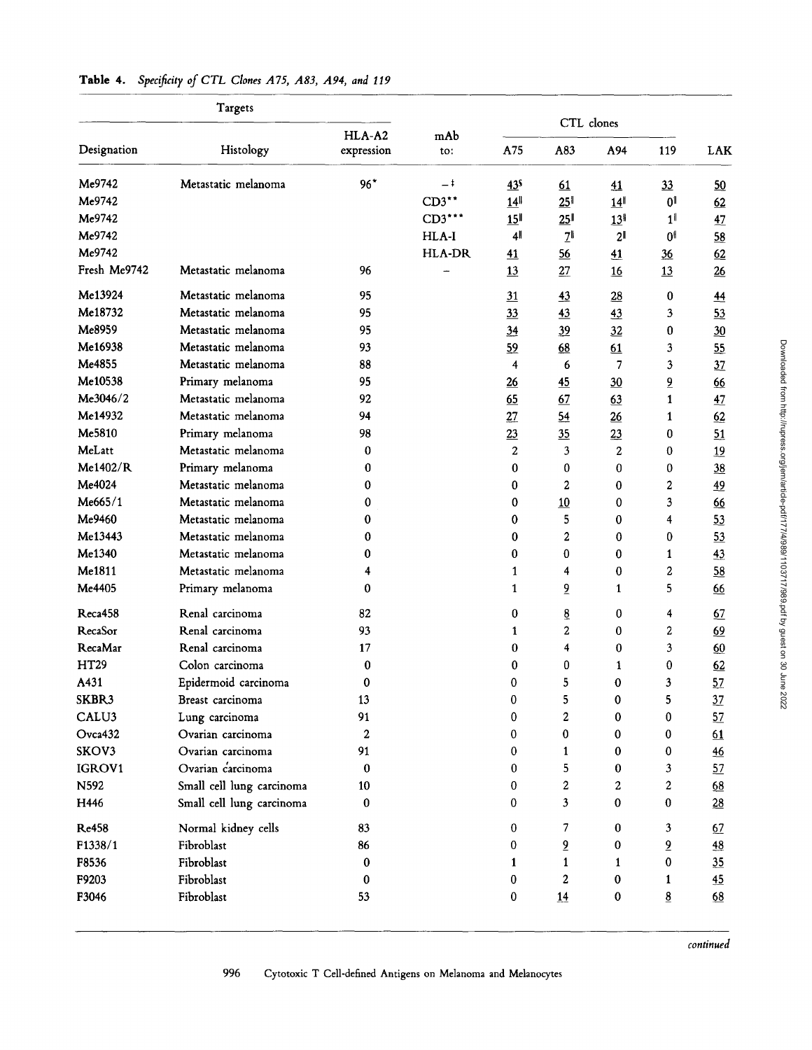**Table 4.** *Specificity of CTL Clones A75, A83, A94, and 119*

| Targets | | | | CTL clones | | | | |
|---|---|---|---|---|---|---|---|---|
| Designation | Histology | HLA-A2 expression | mAb to: | A75 | A83 | A94 | 119 | LAK |
| Me9742 | Metastatic melanoma | 96* | –‡ | 43§ | 61 | 41 | 33 | 50 |
| Me9742 | | | CD3** | 14‖ | 25‖ | 14‖ | 0‖ | 62 |
| Me9742 | | | CD3*** | 15‖ | 25‖ | 13‖ | 1‖ | 47 |
| Me9742 | | | HLA-I | 4‖ | 7‖ | 2‖ | 0‖ | 58 |
| Me9742 | | | HLA-DR | 41 | 56 | 41 | 36 | 62 |
| Fresh Me9742 | Metastatic melanoma | 96 | – | 13 | 27 | 16 | 13 | 26 |
| Me13924 | Metastatic melanoma | 95 | | 31 | 43 | 28 | 0 | 44 |
| Me18732 | Metastatic melanoma | 95 | | 33 | 43 | 43 | 3 | 53 |
| Me8959 | Metastatic melanoma | 95 | | 34 | 39 | 32 | 0 | 30 |
| Me16938 | Metastatic melanoma | 93 | | 59 | 68 | 61 | 3 | 55 |
| Me4855 | Metastatic melanoma | 88 | | 4 | 6 | 7 | 3 | 37 |
| Me10538 | Primary melanoma | 95 | | 26 | 45 | 30 | 9 | 66 |
| Me3046/2 | Metastatic melanoma | 92 | | 65 | 67 | 63 | 1 | 47 |
| Me14932 | Metastatic melanoma | 94 | | 27 | 54 | 26 | 1 | 62 |
| Me5810 | Primary melanoma | 98 | | 23 | 35 | 23 | 0 | 51 |
| MeLatt | Metastatic melanoma | 0 | | 2 | 3 | 2 | 0 | 19 |
| Me1402/R | Primary melanoma | 0 | | 0 | 0 | 0 | 0 | 38 |
| Me4024 | Metastatic melanoma | 0 | | 0 | 2 | 0 | 2 | 49 |
| Me665/1 | Metastatic melanoma | 0 | | 0 | 10 | 0 | 3 | 66 |
| Me9460 | Metastatic melanoma | 0 | | 0 | 5 | 0 | 4 | 53 |
| Me13443 | Metastatic melanoma | 0 | | 0 | 2 | 0 | 0 | 53 |
| Me1340 | Metastatic melanoma | 0 | | 0 | 0 | 0 | 1 | 43 |
| Me1811 | Metastatic melanoma | 4 | | 1 | 4 | 0 | 2 | 58 |
| Me4405 | Primary melanoma | 0 | | 1 | 9 | 1 | 5 | 66 |
| Reca458 | Renal carcinoma | 82 | | 0 | 8 | 0 | 4 | 67 |
| RecaSor | Renal carcinoma | 93 | | 1 | 2 | 0 | 2 | 69 |
| RecaMar | Renal carcinoma | 17 | | 0 | 4 | 0 | 3 | 60 |
| HT29 | Colon carcinoma | 0 | | 0 | 0 | 1 | 0 | 62 |
| A431 | Epidermoid carcinoma | 0 | | 0 | 5 | 0 | 3 | 57 |
| SKBR3 | Breast carcinoma | 13 | | 0 | 5 | 0 | 5 | 37 |
| CALU3 | Lung carcinoma | 91 | | 0 | 2 | 0 | 0 | 57 |
| Ovca432 | Ovarian carcinoma | 2 | | 0 | 0 | 0 | 0 | 61 |
| SKOV3 | Ovarian carcinoma | 91 | | 0 | 1 | 0 | 0 | 46 |
| IGROV1 | Ovarian carcinoma | 0 | | 0 | 5 | 0 | 3 | 57 |
| N592 | Small cell lung carcinoma | 10 | | 0 | 2 | 2 | 2 | 68 |
| H446 | Small cell lung carcinoma | 0 | | 0 | 3 | 0 | 0 | 28 |
| Re458 | Normal kidney cells | 83 | | 0 | 7 | 0 | 3 | 67 |
| F1338/1 | Fibroblast | 86 | | 0 | 9 | 0 | 9 | 48 |
| F8536 | Fibroblast | 0 | | 1 | 1 | 1 | 0 | 35 |
| F9203 | Fibroblast | 0 | | 0 | 2 | 0 | 1 | 45 |
| F3046 | Fibroblast | 53 | | 0 | 14 | 0 | 8 | 68 |

*continued*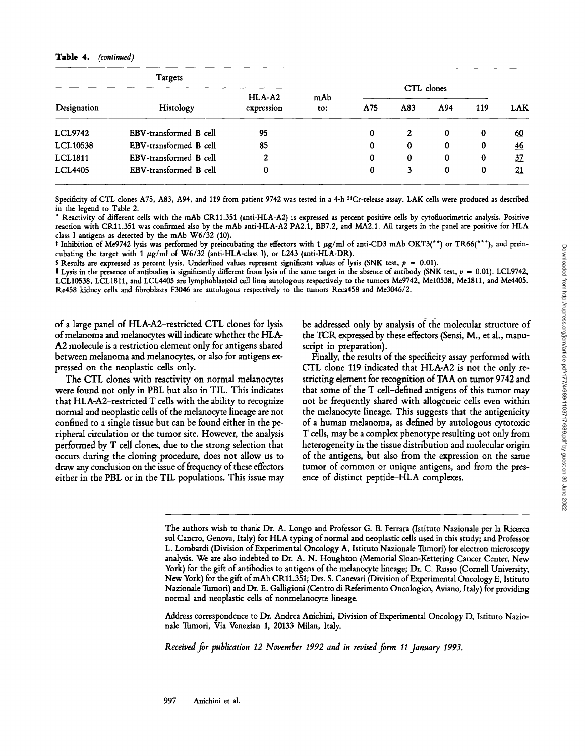**Table 4.** *(continued)*

| Targets | | | | CTL clones | | | | |
|---|---|---|---|---|---|---|---|---|
| Designation | Histology | HLA-A2 expression | mAb to: | A75 | A83 | A94 | 119 | LAK |
| LCL9742 | EBV-transformed B cell | 95 | | 0 | 2 | 0 | 0 | <u>60</u> |
| LCL10538 | EBV-transformed B cell | 85 | | 0 | 0 | 0 | 0 | <u>46</u> |
| LCL1811 | EBV-transformed B cell | 2 | | 0 | 0 | 0 | 0 | <u>37</u> |
| LCL4405 | EBV-transformed B cell | 0 | | 0 | 3 | 0 | 0 | <u>21</u> |

Specificity of CTL clones A75, A83, A94, and 119 from patient 9742 was tested in a 4-h $^{51}$Cr-release assay. LAK cells were produced as described in the legend to Table 2.

\* Reactivity of different cells with the mAb CR11.351 (anti-HLA-A2) is expressed as percent positive cells by cytofluorimetric analysis. Positive reaction with CR11.351 was confirmed also by the mAb anti-HLA-A2 PA2.1, BB7.2, and MA2.1. All targets in the panel are positive for HLA class I antigens as detected by the mAb W6/32 (10).

‡ Inhibition of Me9742 lysis was performed by preincubating the effectors with 1 μg/ml of anti-CD3 mAb OKT3(\*\*) or TR66(\*\*\*), and preincubating the target with 1 μg/ml of W6/32 (anti-HLA-class I), or L243 (anti-HLA-DR).

§ Results are expressed as percent lysis. Underlined values represent significant values of lysis (SNK test, $p = 0.01$).

‖ Lysis in the presence of antibodies is significantly different from lysis of the same target in the absence of antibody (SNK test, $p = 0.01$). LCL9742, LCL10538, LCL1811, and LCL4405 are lymphoblastoid cell lines autologous respectively to the tumors Me9742, Me10538, Me1811, and Me4405. Re458 kidney cells and fibroblasts F3046 are autologous respectively to the tumors Reca458 and Me3046/2.

of a large panel of HLA-A2–restricted CTL clones for lysis of melanoma and melanocytes will indicate whether the HLA-A2 molecule is a restriction element only for antigens shared between melanoma and melanocytes, or also for antigens expressed on the neoplastic cells only.

The CTL clones with reactivity on normal melanocytes were found not only in PBL but also in TIL. This indicates that HLA-A2–restricted T cells with the ability to recognize normal and neoplastic cells of the melanocyte lineage are not confined to a single tissue but can be found either in the peripheral circulation or the tumor site. However, the analysis performed by T cell clones, due to the strong selection that occurs during the cloning procedure, does not allow us to draw any conclusion on the issue of frequency of these effectors either in the PBL or in the TIL populations. This issue may be addressed only by analysis of the molecular structure of the TCR expressed by these effectors (Sensi, M., et al., manuscript in preparation).

Finally, the results of the specificity assay performed with CTL clone 119 indicated that HLA-A2 is not the only restricting element for recognition of TAA on tumor 9742 and that some of the T cell–defined antigens of this tumor may not be frequently shared with allogeneic cells even within the melanocyte lineage. This suggests that the antigenicity of a human melanoma, as defined by autologous cytotoxic T cells, may be a complex phenotype resulting not only from heterogeneity in the tissue distribution and molecular origin of the antigens, but also from the expression on the same tumor of common or unique antigens, and from the presence of distinct peptide–HLA complexes.

The authors wish to thank Dr. A. Longo and Professor G. B. Ferrara (Istituto Nazionale per la Ricerca sul Cancro, Genova, Italy) for HLA typing of normal and neoplastic cells used in this study; and Professor L. Lombardi (Division of Experimental Oncology A, Istituto Nazionale Tumori) for electron microscopy analysis. We are also indebted to Dr. A. N. Houghton (Memorial Sloan-Kettering Cancer Center, New York) for the gift of antibodies to antigens of the melanocyte lineage; Dr. C. Russo (Cornell University, New York) for the gift of mAb CR11.351; Drs. S. Canevari (Division of Experimental Oncology E, Istituto Nazionale Tumori) and Dr. E. Galligioni (Centro di Referimento Oncologico, Aviano, Italy) for providing normal and neoplastic cells of nonmelanocyte lineage.

Address correspondence to Dr. Andrea Anichini, Division of Experimental Oncology D, Istituto Nazionale Tumori, Via Venezian 1, 20133 Milan, Italy.

*Received for publication 12 November 1992 and in revised form 11 January 1993.*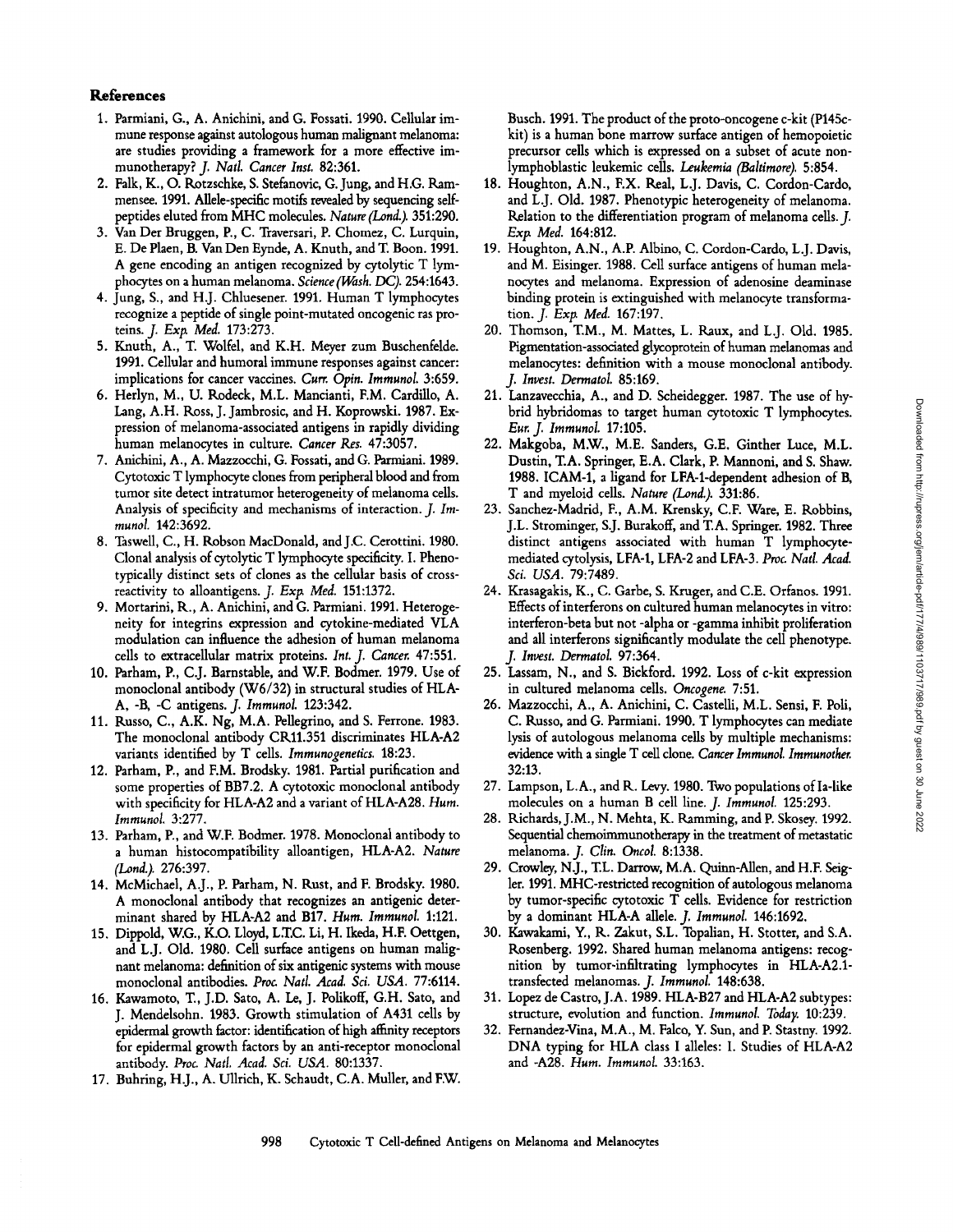## References

1. Parmiani, G., A. Anichini, and G. Fossati. 1990. Cellular immune response against autologous human malignant melanoma: are studies providing a framework for a more effective immunotherapy? *J. Natl. Cancer Inst.* 82:361.
2. Falk, K., O. Rotzschke, S. Stefanovic, G. Jung, and H.G. Rammensee. 1991. Allele-specific motifs revealed by sequencing self-peptides eluted from MHC molecules. *Nature (Lond.).* 351:290.
3. Van Der Bruggen, P., C. Traversari, P. Chomez, C. Lurquin, E. De Plaen, B. Van Den Eynde, A. Knuth, and T. Boon. 1991. A gene encoding an antigen recognized by cytolytic T lymphocytes on a human melanoma. *Science (Wash. DC).* 254:1643.
4. Jung, S., and H.J. Chluesener. 1991. Human T lymphocytes recognize a peptide of single point-mutated oncogenic ras proteins. *J. Exp. Med.* 173:273.
5. Knuth, A., T. Wolfel, and K.H. Meyer zum Buschenfelde. 1991. Cellular and humoral immune responses against cancer: implications for cancer vaccines. *Curr. Opin. Immunol.* 3:659.
6. Herlyn, M., U. Rodeck, M.L. Mancianti, F.M. Cardillo, A. Lang, A.H. Ross, J. Jambrosic, and H. Koprowski. 1987. Expression of melanoma-associated antigens in rapidly dividing human melanocytes in culture. *Cancer Res.* 47:3057.
7. Anichini, A., A. Mazzocchi, G. Fossati, and G. Parmiani. 1989. Cytotoxic T lymphocyte clones from peripheral blood and from tumor site detect intratumor heterogeneity of melanoma cells. Analysis of specificity and mechanisms of interaction. *J. Immunol.* 142:3692.
8. Taswell, C., H. Robson MacDonald, and J.C. Cerottini. 1980. Clonal analysis of cytolytic T lymphocyte specificity. I. Phenotypically distinct sets of clones as the cellular basis of cross-reactivity to alloantigens. *J. Exp. Med.* 151:1372.
9. Mortarini, R., A. Anichini, and G. Parmiani. 1991. Heterogeneity for integrins expression and cytokine-mediated VLA modulation can influence the adhesion of human melanoma cells to extracellular matrix proteins. *Int. J. Cancer.* 47:551.
10. Parham, P., C.J. Barnstable, and W.F. Bodmer. 1979. Use of monoclonal antibody (W6/32) in structural studies of HLA-A, -B, -C antigens. *J. Immunol.* 123:342.
11. Russo, C., A.K. Ng, M.A. Pellegrino, and S. Ferrone. 1983. The monoclonal antibody CR11.351 discriminates HLA-A2 variants identified by T cells. *Immunogenetics.* 18:23.
12. Parham, P., and F.M. Brodsky. 1981. Partial purification and some properties of BB7.2. A cytotoxic monoclonal antibody with specificity for HLA-A2 and a variant of HLA-A28. *Hum. Immunol.* 3:277.
13. Parham, P., and W.F. Bodmer. 1978. Monoclonal antibody to a human histocompatibility alloantigen, HLA-A2. *Nature (Lond.).* 276:397.
14. McMichael, A.J., P. Parham, N. Rust, and F. Brodsky. 1980. A monoclonal antibody that recognizes an antigenic determinant shared by HLA-A2 and B17. *Hum. Immunol.* 1:121.
15. Dippold, W.G., K.O. Lloyd, L.T.C. Li, H. Ikeda, H.F. Oettgen, and L.J. Old. 1980. Cell surface antigens on human malignant melanoma: definition of six antigenic systems with mouse monoclonal antibodies. *Proc. Natl. Acad. Sci. USA.* 77:6114.
16. Kawamoto, T., J.D. Sato, A. Le, J. Polikoff, G.H. Sato, and J. Mendelsohn. 1983. Growth stimulation of A431 cells by epidermal growth factor: identification of high affinity receptors for epidermal growth factors by an anti-receptor monoclonal antibody. *Proc. Natl. Acad. Sci. USA.* 80:1337.
17. Buhring, H.J., A. Ullrich, K. Schaudt, C.A. Muller, and F.W. Busch. 1991. The product of the proto-oncogene c-kit (P145c-kit) is a human bone marrow surface antigen of hemopoietic precursor cells which is expressed on a subset of acute non-lymphoblastic leukemic cells. *Leukemia (Baltimore).* 5:854.
18. Houghton, A.N., F.X. Real, L.J. Davis, C. Cordon-Cardo, and L.J. Old. 1987. Phenotypic heterogeneity of melanoma. Relation to the differentiation program of melanoma cells. *J. Exp. Med.* 164:812.
19. Houghton, A.N., A.P. Albino, C. Cordon-Cardo, L.J. Davis, and M. Eisinger. 1988. Cell surface antigens of human melanocytes and melanoma. Expression of adenosine deaminase binding protein is extinguished with melanocyte transformation. *J. Exp. Med.* 167:197.
20. Thomson, T.M., M. Mattes, L. Raux, and L.J. Old. 1985. Pigmentation-associated glycoprotein of human melanomas and melanocytes: definition with a mouse monoclonal antibody. *J. Invest. Dermatol.* 85:169.
21. Lanzavecchia, A., and D. Scheidegger. 1987. The use of hybrid hybridomas to target human cytotoxic T lymphocytes. *Eur. J. Immunol.* 17:105.
22. Makgoba, M.W., M.E. Sanders, G.E. Ginther Luce, M.L. Dustin, T.A. Springer, E.A. Clark, P. Mannoni, and S. Shaw. 1988. ICAM-1, a ligand for LFA-1-dependent adhesion of B, T and myeloid cells. *Nature (Lond.).* 331:86.
23. Sanchez-Madrid, F., A.M. Krensky, C.F. Ware, E. Robbins, J.L. Strominger, S.J. Burakoff, and T.A. Springer. 1982. Three distinct antigens associated with human T lymphocyte-mediated cytolysis, LFA-1, LFA-2 and LFA-3. *Proc. Natl. Acad. Sci. USA.* 79:7489.
24. Krasagakis, K., C. Garbe, S. Kruger, and C.E. Orfanos. 1991. Effects of interferons on cultured human melanocytes in vitro: interferon-beta but not -alpha or -gamma inhibit proliferation and all interferons significantly modulate the cell phenotype. *J. Invest. Dermatol.* 97:364.
25. Lassam, N., and S. Bickford. 1992. Loss of c-kit expression in cultured melanoma cells. *Oncogene.* 7:51.
26. Mazzocchi, A., A. Anichini, C. Castelli, M.L. Sensi, F. Poli, C. Russo, and G. Parmiani. 1990. T lymphocytes can mediate lysis of autologous melanoma cells by multiple mechanisms: evidence with a single T cell clone. *Cancer Immunol. Immunother.* 32:13.
27. Lampson, L.A., and R. Levy. 1980. Two populations of Ia-like molecules on a human B cell line. *J. Immunol.* 125:293.
28. Richards, J.M., N. Mehta, K. Ramming, and P. Skosey. 1992. Sequential chemoimmunotherapy in the treatment of metastatic melanoma. *J. Clin. Oncol.* 8:1338.
29. Crowley, N.J., T.L. Darrow, M.A. Quinn-Allen, and H.F. Seigler. 1991. MHC-restricted recognition of autologous melanoma by tumor-specific cytotoxic T cells. Evidence for restriction by a dominant HLA-A allele. *J. Immunol.* 146:1692.
30. Kawakami, Y., R. Zakut, S.L. Topalian, H. Stotter, and S.A. Rosenberg. 1992. Shared human melanoma antigens: recognition by tumor-infiltrating lymphocytes in HLA-A2.1-transfected melanomas. *J. Immunol.* 148:638.
31. Lopez de Castro, J.A. 1989. HLA-B27 and HLA-A2 subtypes: structure, evolution and function. *Immunol. Today.* 10:239.
32. Fernandez-Vina, M.A., M. Falco, Y. Sun, and P. Stastny. 1992. DNA typing for HLA class I alleles: I. Studies of HLA-A2 and -A28. *Hum. Immunol.* 33:163.